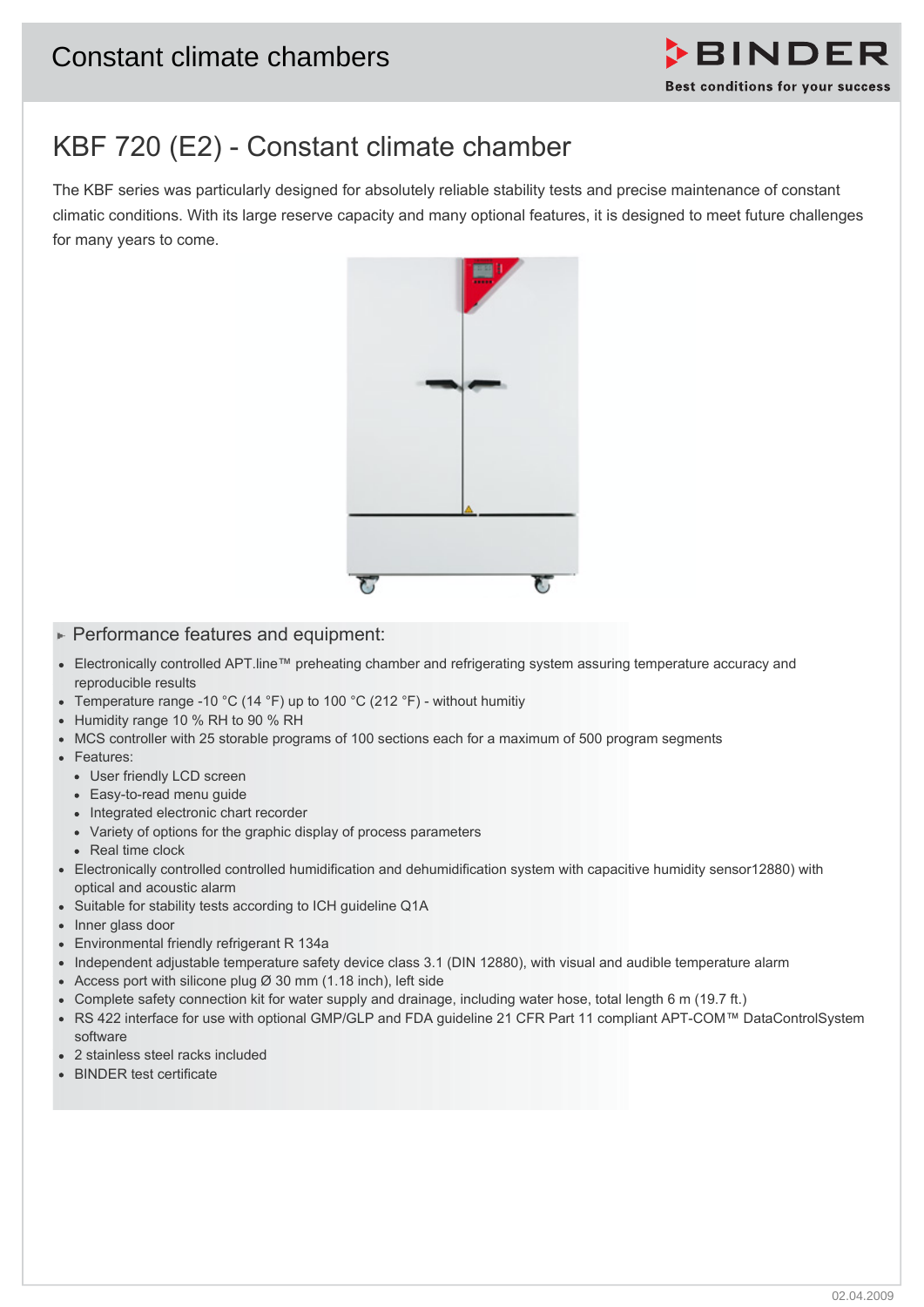# KBF 720 (E2) - Constant climate chamber

The KBF series was particularly designed for absolutely reliable stability tests and precise maintenance of constant climatic conditions. With its large reserve capacity and many optional features, it is designed to meet future challenges for many years to come.

## Performance features and equipment:

- Electronically controlled APT.line™ preheating chamber and refrigerating system assuring temperature accuracy and reproducible results
- Temperature range -10 °C (14 °F) up to 100 °C (212 °F) - without humitiy
- Humidity range 10 % RH to 90 % RH
- MCS controller with 25 storable programs of 100 sections each for a maximum of 500 program segments
- Features:
  - User friendly LCD screen
  - Easy-to-read menu guide
  - Integrated electronic chart recorder
  - Variety of options for the graphic display of process parameters
  - Real time clock
- Electronically controlled controlled humidification and dehumidification system with capacitive humidity sensor12880) with optical and acoustic alarm
- Suitable for stability tests according to ICH guideline Q1A
- Inner glass door
- Environmental friendly refrigerant R 134a
- Independent adjustable temperature safety device class 3.1 (DIN 12880), with visual and audible temperature alarm
- Access port with silicone plug Ø 30 mm (1.18 inch), left side
- Complete safety connection kit for water supply and drainage, including water hose, total length 6 m (19.7 ft.)
- RS 422 interface for use with optional GMP/GLP and FDA guideline 21 CFR Part 11 compliant APT-COM™ DataControlSystem software
- 2 stainless steel racks included
- BINDER test certificate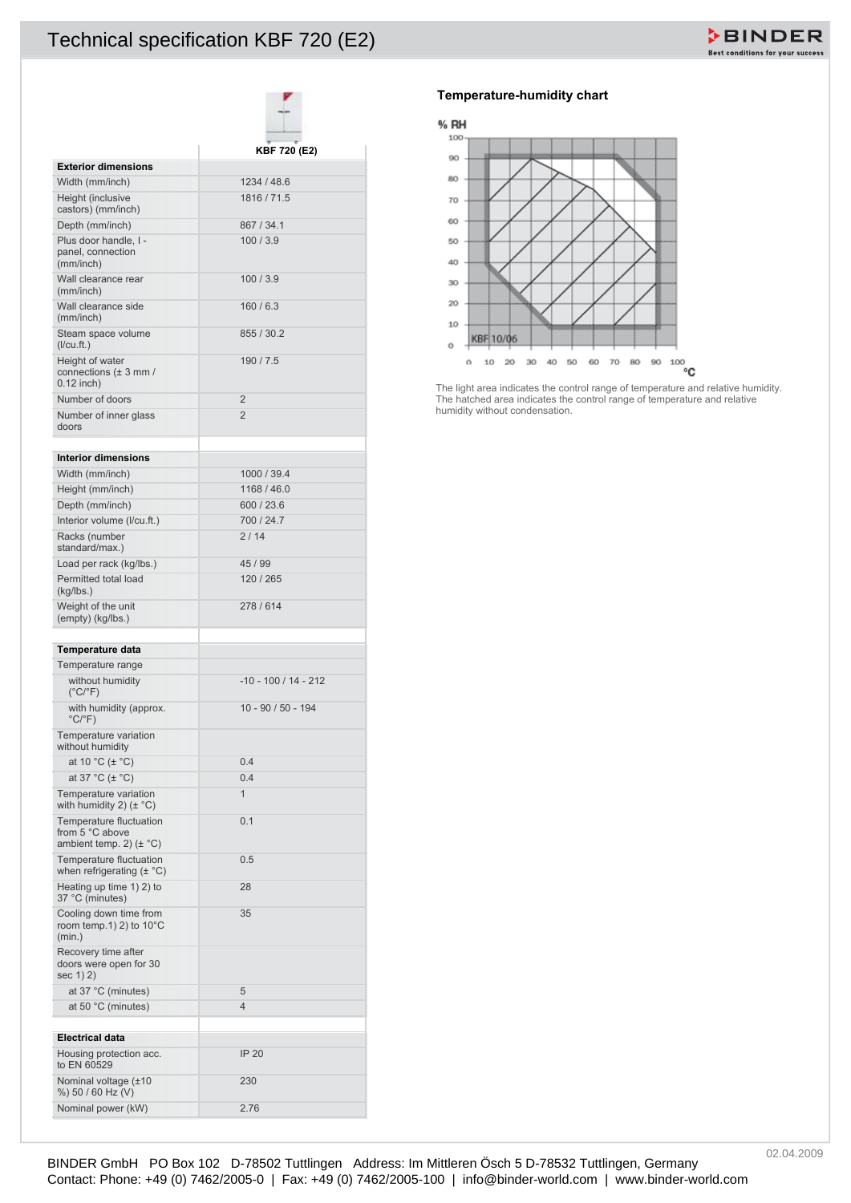# Technical specification KBF 720 (E2)

| | KBF 720 (E2) |
|---|---|
| **Exterior dimensions** | |
| Width (mm/inch) | 1234 / 48.6 |
| Height (inclusive castors) (mm/inch) | 1816 / 71.5 |
| Depth (mm/inch) | 867 / 34.1 |
| Plus door handle, I - panel, connection (mm/inch) | 100 / 3.9 |
| Wall clearance rear (mm/inch) | 100 / 3.9 |
| Wall clearance side (mm/inch) | 160 / 6.3 |
| Steam space volume (l/cu.ft.) | 855 / 30.2 |
| Height of water connections (± 3 mm / 0.12 inch) | 190 / 7.5 |
| Number of doors | 2 |
| Number of inner glass doors | 2 |
| | |
| **Interior dimensions** | |
| Width (mm/inch) | 1000 / 39.4 |
| Height (mm/inch) | 1168 / 46.0 |
| Depth (mm/inch) | 600 / 23.6 |
| Interior volume (l/cu.ft.) | 700 / 24.7 |
| Racks (number standard/max.) | 2 / 14 |
| Load per rack (kg/lbs.) | 45 / 99 |
| Permitted total load (kg/lbs.) | 120 / 265 |
| Weight of the unit (empty) (kg/lbs.) | 278 / 614 |
| | |
| **Temperature data** | |
| Temperature range | |
| without humidity (°C/°F) | -10 - 100 / 14 - 212 |
| with humidity (approx. °C/°F) | 10 - 90 / 50 - 194 |
| Temperature variation without humidity | |
| at 10 °C (± °C) | 0.4 |
| at 37 °C (± °C) | 0.4 |
| Temperature variation with humidity 2) (± °C) | 1 |
| Temperature fluctuation from 5 °C above ambient temp. 2) (± °C) | 0.1 |
| Temperature fluctuation when refrigerating (± °C) | 0.5 |
| Heating up time 1) 2) to 37 °C (minutes) | 28 |
| Cooling down time from room temp.1) 2) to 10°C (min.) | 35 |
| Recovery time after doors were open for 30 sec 1) 2) | |
| at 37 °C (minutes) | 5 |
| at 50 °C (minutes) | 4 |
| | |
| **Electrical data** | |
| Housing protection acc. to EN 60529 | IP 20 |
| Nominal voltage (±10 %) 50 / 60 Hz (V) | 230 |
| Nominal power (kW) | 2.76 |

## Temperature-humidity chart

The light area indicates the control range of temperature and relative humidity. The hatched area indicates the control range of temperature and relative humidity without condensation.

02.04.2009

BINDER GmbH PO Box 102 D-78502 Tuttlingen Address: Im Mittleren Ösch 5 D-78532 Tuttlingen, Germany
Contact: Phone: +49 (0) 7462/2005-0 | Fax: +49 (0) 7462/2005-100 | info@binder-world.com | www.binder-world.com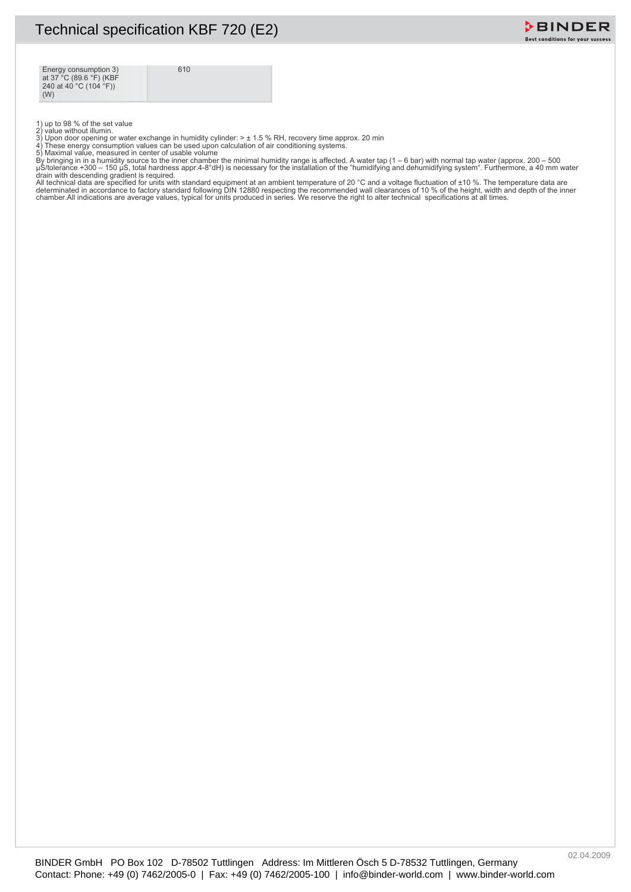| Energy consumption 3) at 37 °C (89.6 °F) (KBF 240 at 40 °C (104 °F)) (W) | 610 |
| --- | --- |

1) up to 98 % of the set value
2) value without illumin.
3) Upon door opening or water exchange in humidity cylinder: > ± 1.5 % RH, recovery time approx. 20 min
4) These energy consumption values can be used upon calculation of air conditioning systems.
5) Maximal value, measured in center of usable volume
By bringing in in a humidity source to the inner chamber the minimal humidity range is affected. A water tap (1 – 6 bar) with normal tap water (approx. 200 – 500 µS/tolerance +300 – 150 µS, total hardness appr.4-8°dH) is necessary for the installation of the "humidifying and dehumidifying system". Furthermore, a 40 mm water drain with descending gradient is required.
All technical data are specified for units with standard equipment at an ambient temperature of 20 °C and a voltage fluctuation of ±10 %. The temperature data are determinated in accordance to factory standard following DIN 12880 respecting the recommended wall clearances of 10 % of the height, width and depth of the inner chamber.All indications are average values, typical for units produced in series. We reserve the right to alter technical specifications at all times.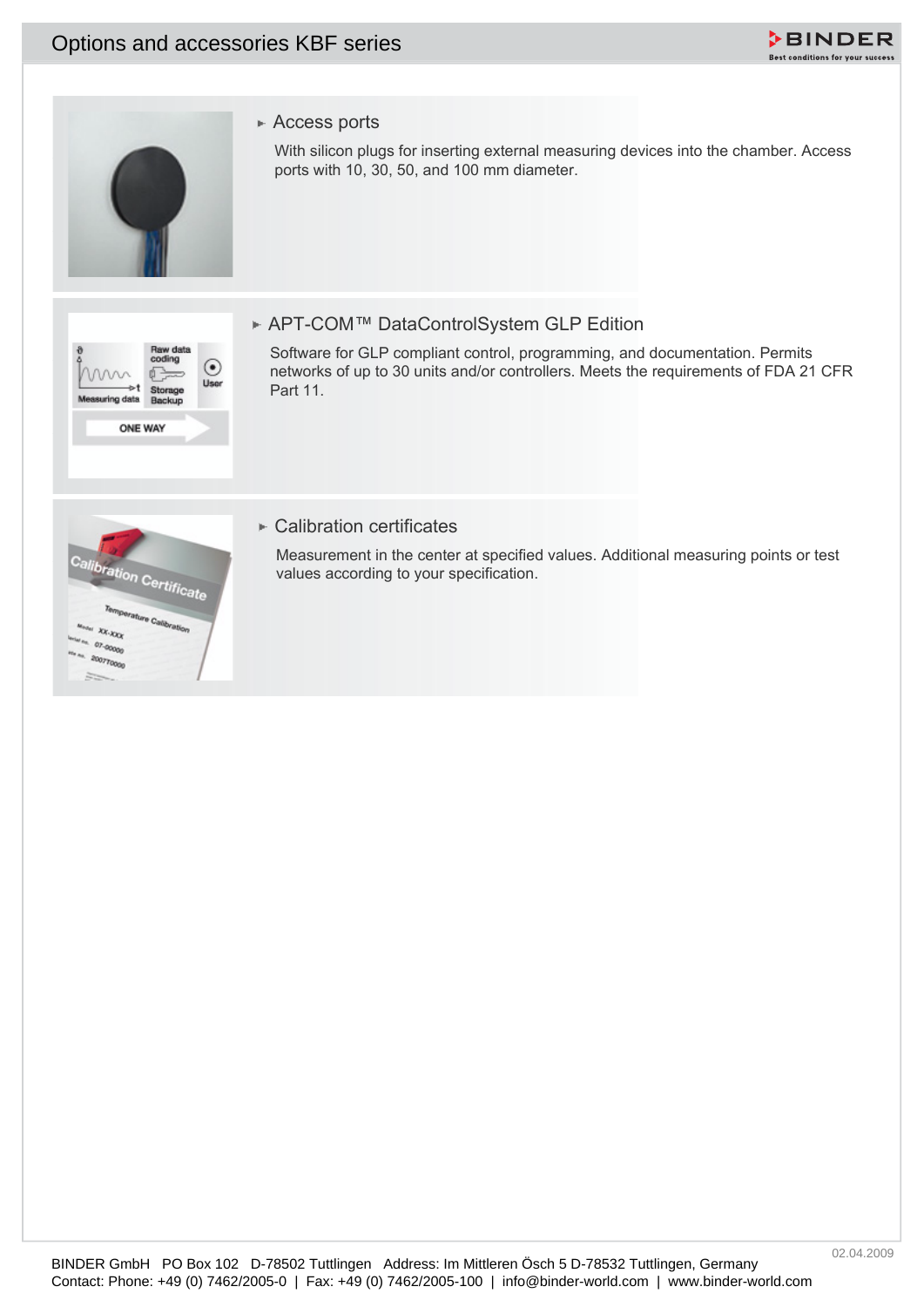# Options and accessories KBF series

## Access ports

With silicon plugs for inserting external measuring devices into the chamber. Access ports with 10, 30, 50, and 100 mm diameter.

## APT-COM™ DataControlSystem GLP Edition

Software for GLP compliant control, programming, and documentation. Permits networks of up to 30 units and/or controllers. Meets the requirements of FDA 21 CFR Part 11.

## Calibration certificates

Measurement in the center at specified values. Additional measuring points or test values according to your specification.

BINDER GmbH PO Box 102 D-78502 Tuttlingen Address: Im Mittleren Ösch 5 D-78532 Tuttlingen, Germany
Contact: Phone: +49 (0) 7462/2005-0 | Fax: +49 (0) 7462/2005-100 | info@binder-world.com | www.binder-world.com

02.04.2009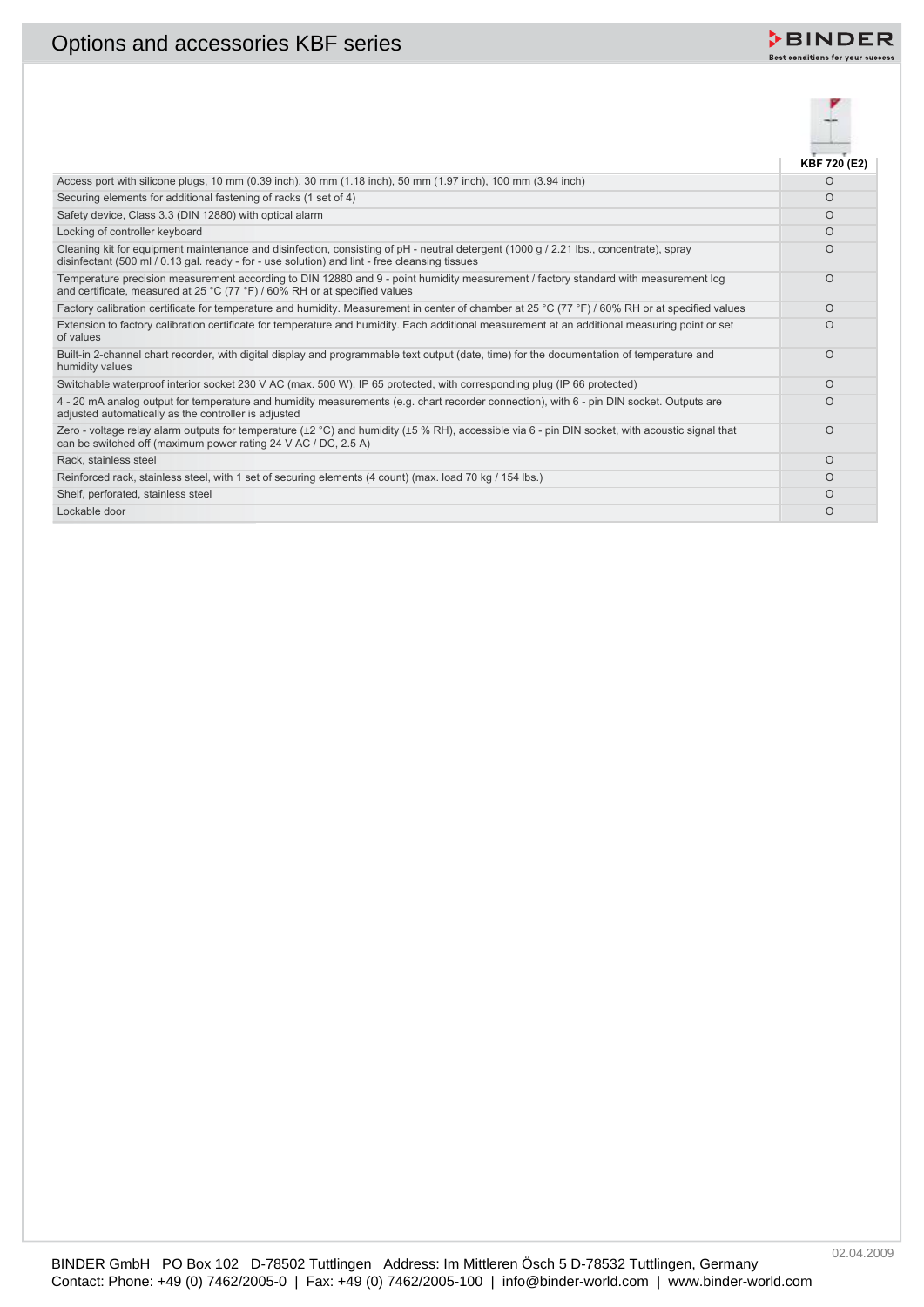# Options and accessories KBF series

| | KBF 720 (E2) |
|---|---|
| Access port with silicone plugs, 10 mm (0.39 inch), 30 mm (1.18 inch), 50 mm (1.97 inch), 100 mm (3.94 inch) | O |
| Securing elements for additional fastening of racks (1 set of 4) | O |
| Safety device, Class 3.3 (DIN 12880) with optical alarm | O |
| Locking of controller keyboard | O |
| Cleaning kit for equipment maintenance and disinfection, consisting of pH - neutral detergent (1000 g / 2.21 lbs., concentrate), spray disinfectant (500 ml / 0.13 gal. ready - for - use solution) and lint - free cleansing tissues | O |
| Temperature precision measurement according to DIN 12880 and 9 - point humidity measurement / factory standard with measurement log and certificate, measured at 25 °C (77 °F) / 60% RH or at specified values | O |
| Factory calibration certificate for temperature and humidity. Measurement in center of chamber at 25 °C (77 °F) / 60% RH or at specified values | O |
| Extension to factory calibration certificate for temperature and humidity. Each additional measurement at an additional measuring point or set of values | O |
| Built-in 2-channel chart recorder, with digital display and programmable text output (date, time) for the documentation of temperature and humidity values | O |
| Switchable waterproof interior socket 230 V AC (max. 500 W), IP 65 protected, with corresponding plug (IP 66 protected) | O |
| 4 - 20 mA analog output for temperature and humidity measurements (e.g. chart recorder connection), with 6 - pin DIN socket. Outputs are adjusted automatically as the controller is adjusted | O |
| Zero - voltage relay alarm outputs for temperature (±2 °C) and humidity (±5 % RH), accessible via 6 - pin DIN socket, with acoustic signal that can be switched off (maximum power rating 24 V AC / DC, 2.5 A) | O |
| Rack, stainless steel | O |
| Reinforced rack, stainless steel, with 1 set of securing elements (4 count) (max. load 70 kg / 154 lbs.) | O |
| Shelf, perforated, stainless steel | O |
| Lockable door | O |

02.04.2009

BINDER GmbH PO Box 102 D-78502 Tuttlingen Address: Im Mittleren Ösch 5 D-78532 Tuttlingen, Germany
Contact: Phone: +49 (0) 7462/2005-0 | Fax: +49 (0) 7462/2005-100 | info@binder-world.com | www.binder-world.com